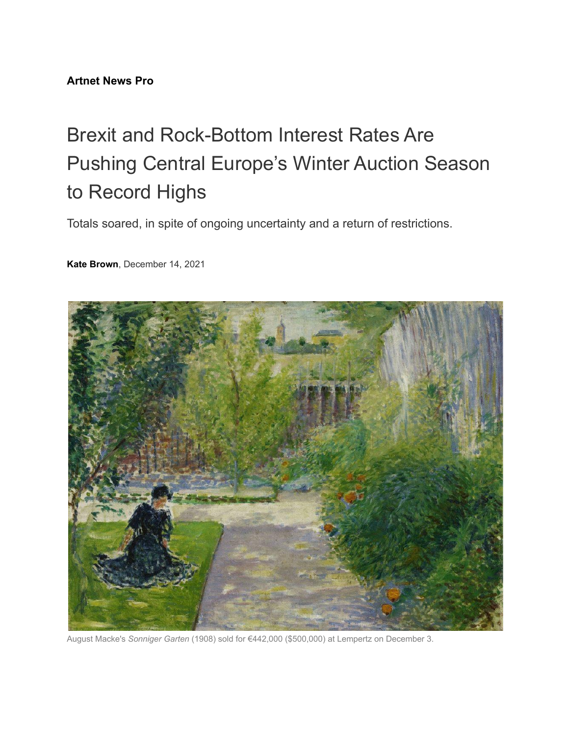**Artnet News Pro**

# Brexit and Rock-Bottom Interest Rates Are Pushing Central Europe's Winter Auction Season to Record Highs

Totals soared, in spite of ongoing uncertainty and a return of restrictions.

**Kate Brown**, December 14, 2021

August Macke's *Sonniger Garten* (1908) sold for €442,000 ($500,000) at Lempertz on December 3.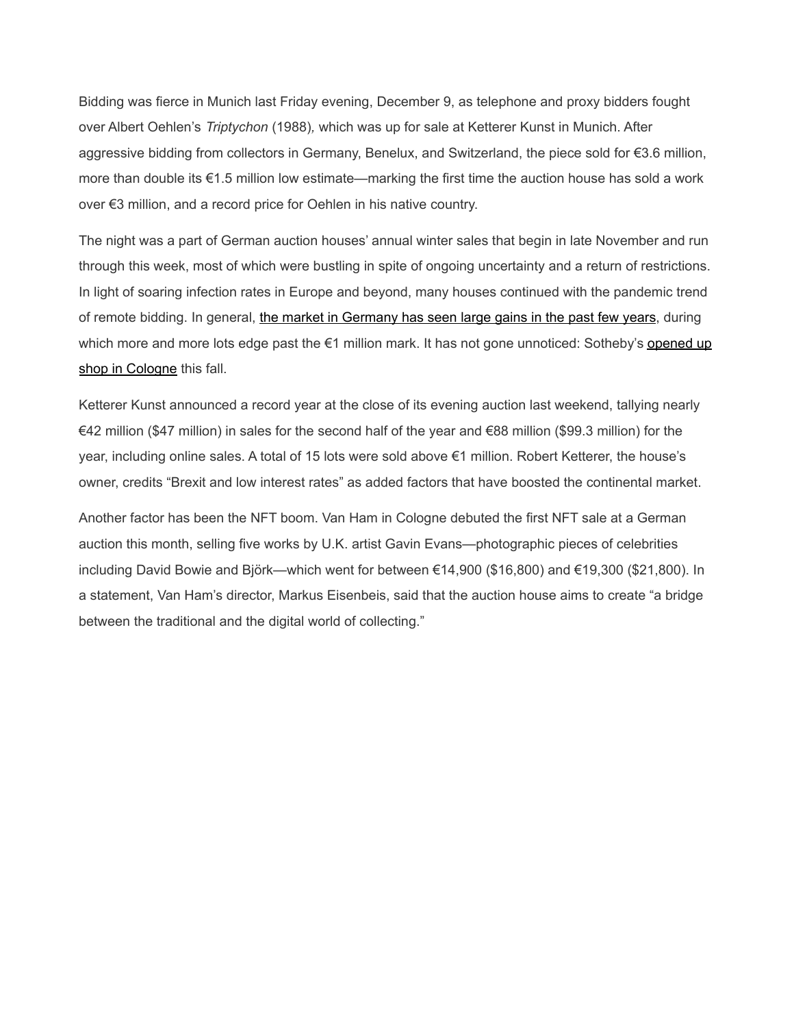Bidding was fierce in Munich last Friday evening, December 9, as telephone and proxy bidders fought over Albert Oehlen's *Triptychon* (1988), which was up for sale at Ketterer Kunst in Munich. After aggressive bidding from collectors in Germany, Benelux, and Switzerland, the piece sold for €3.6 million, more than double its €1.5 million low estimate—marking the first time the auction house has sold a work over €3 million, and a record price for Oehlen in his native country.

The night was a part of German auction houses' annual winter sales that begin in late November and run through this week, most of which were bustling in spite of ongoing uncertainty and a return of restrictions. In light of soaring infection rates in Europe and beyond, many houses continued with the pandemic trend of remote bidding. In general, the market in Germany has seen large gains in the past few years, during which more and more lots edge past the €1 million mark. It has not gone unnoticed: Sotheby's opened up shop in Cologne this fall.

Ketterer Kunst announced a record year at the close of its evening auction last weekend, tallying nearly €42 million ($47 million) in sales for the second half of the year and €88 million ($99.3 million) for the year, including online sales. A total of 15 lots were sold above €1 million. Robert Ketterer, the house's owner, credits "Brexit and low interest rates" as added factors that have boosted the continental market.

Another factor has been the NFT boom. Van Ham in Cologne debuted the first NFT sale at a German auction this month, selling five works by U.K. artist Gavin Evans—photographic pieces of celebrities including David Bowie and Björk—which went for between €14,900 ($16,800) and €19,300 ($21,800). In a statement, Van Ham's director, Markus Eisenbeis, said that the auction house aims to create "a bridge between the traditional and the digital world of collecting."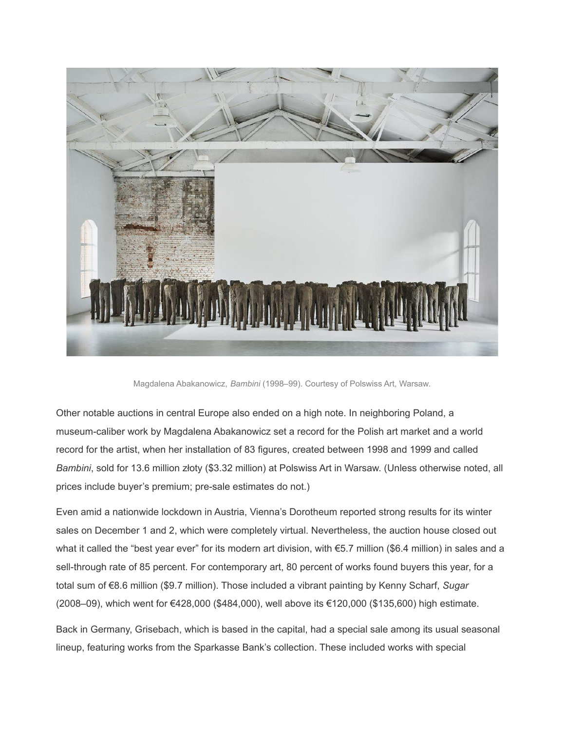Magdalena Abakanowicz, *Bambini* (1998–99). Courtesy of Polswiss Art, Warsaw.

Other notable auctions in central Europe also ended on a high note. In neighboring Poland, a museum-caliber work by Magdalena Abakanowicz set a record for the Polish art market and a world record for the artist, when her installation of 83 figures, created between 1998 and 1999 and called *Bambini*, sold for 13.6 million złoty ($3.32 million) at Polswiss Art in Warsaw. (Unless otherwise noted, all prices include buyer's premium; pre-sale estimates do not.)

Even amid a nationwide lockdown in Austria, Vienna's Dorotheum reported strong results for its winter sales on December 1 and 2, which were completely virtual. Nevertheless, the auction house closed out what it called the "best year ever" for its modern art division, with €5.7 million ($6.4 million) in sales and a sell-through rate of 85 percent. For contemporary art, 80 percent of works found buyers this year, for a total sum of €8.6 million ($9.7 million). Those included a vibrant painting by Kenny Scharf, *Sugar* (2008–09), which went for €428,000 ($484,000), well above its €120,000 ($135,600) high estimate.

Back in Germany, Grisebach, which is based in the capital, had a special sale among its usual seasonal lineup, featuring works from the Sparkasse Bank's collection. These included works with special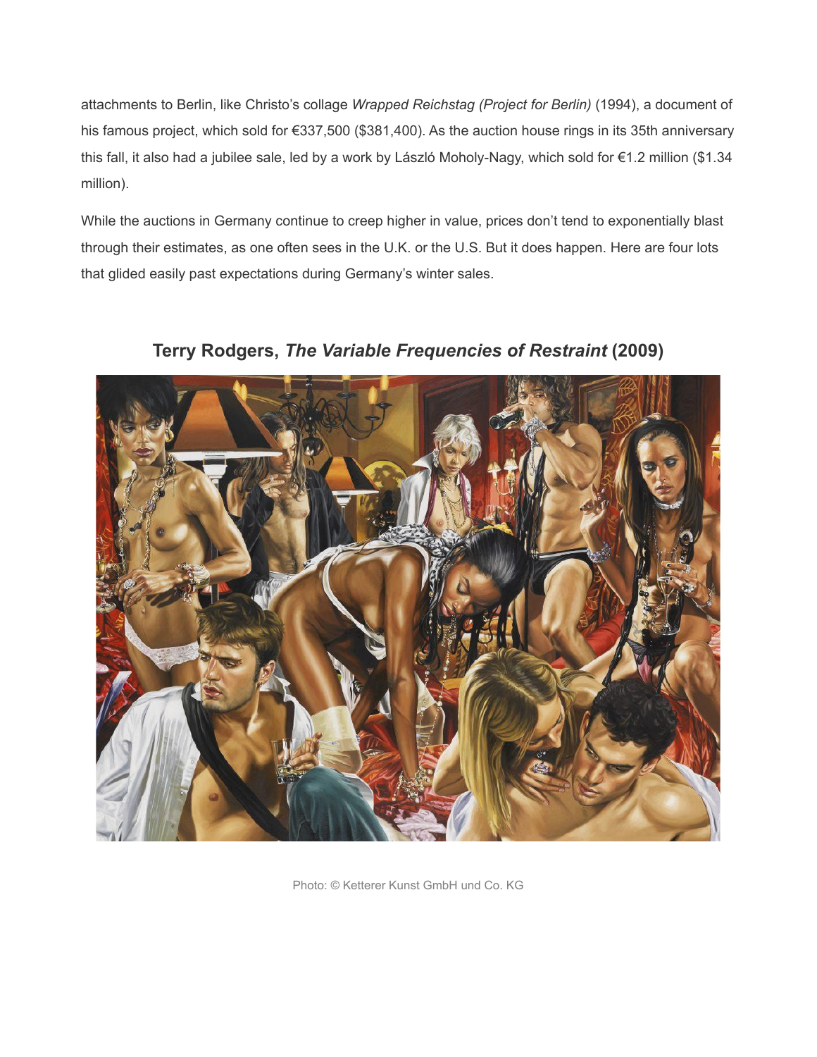attachments to Berlin, like Christo's collage *Wrapped Reichstag (Project for Berlin)* (1994), a document of his famous project, which sold for €337,500 ($381,400). As the auction house rings in its 35th anniversary this fall, it also had a jubilee sale, led by a work by László Moholy-Nagy, which sold for €1.2 million ($1.34 million).

While the auctions in Germany continue to creep higher in value, prices don't tend to exponentially blast through their estimates, as one often sees in the U.K. or the U.S. But it does happen. Here are four lots that glided easily past expectations during Germany's winter sales.

## Terry Rodgers, *The Variable Frequencies of Restraint* (2009)

Photo: © Ketterer Kunst GmbH und Co. KG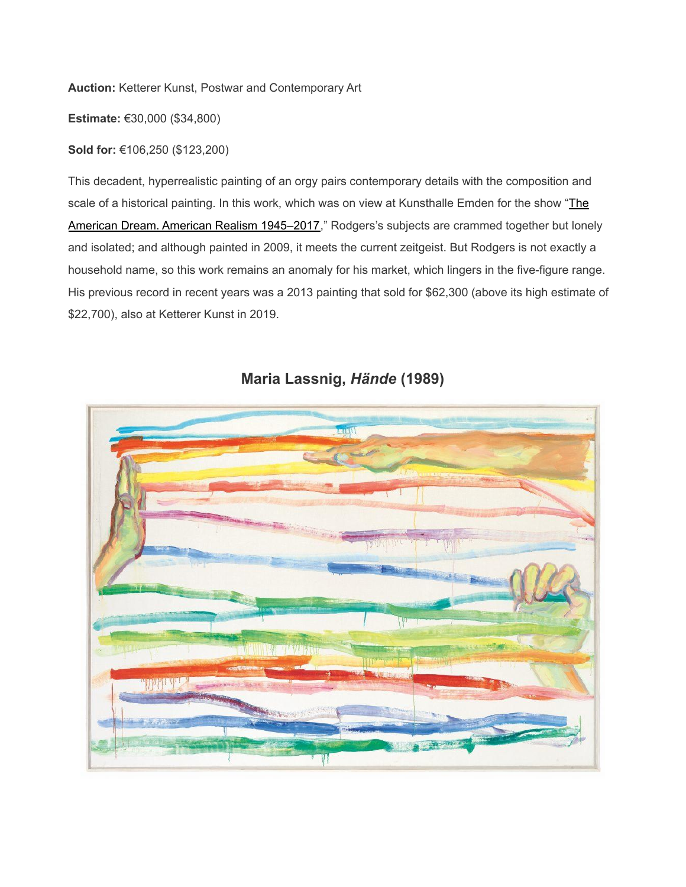**Auction:** Ketterer Kunst, Postwar and Contemporary Art

**Estimate:** €30,000 ($34,800)

**Sold for:** €106,250 ($123,200)

This decadent, hyperrealistic painting of an orgy pairs contemporary details with the composition and scale of a historical painting. In this work, which was on view at Kunsthalle Emden for the show "The American Dream. American Realism 1945–2017," Rodgers's subjects are crammed together but lonely and isolated; and although painted in 2009, it meets the current zeitgeist. But Rodgers is not exactly a household name, so this work remains an anomaly for his market, which lingers in the five-figure range. His previous record in recent years was a 2013 painting that sold for $62,300 (above its high estimate of $22,700), also at Ketterer Kunst in 2019.

## Maria Lassnig, *Hände* (1989)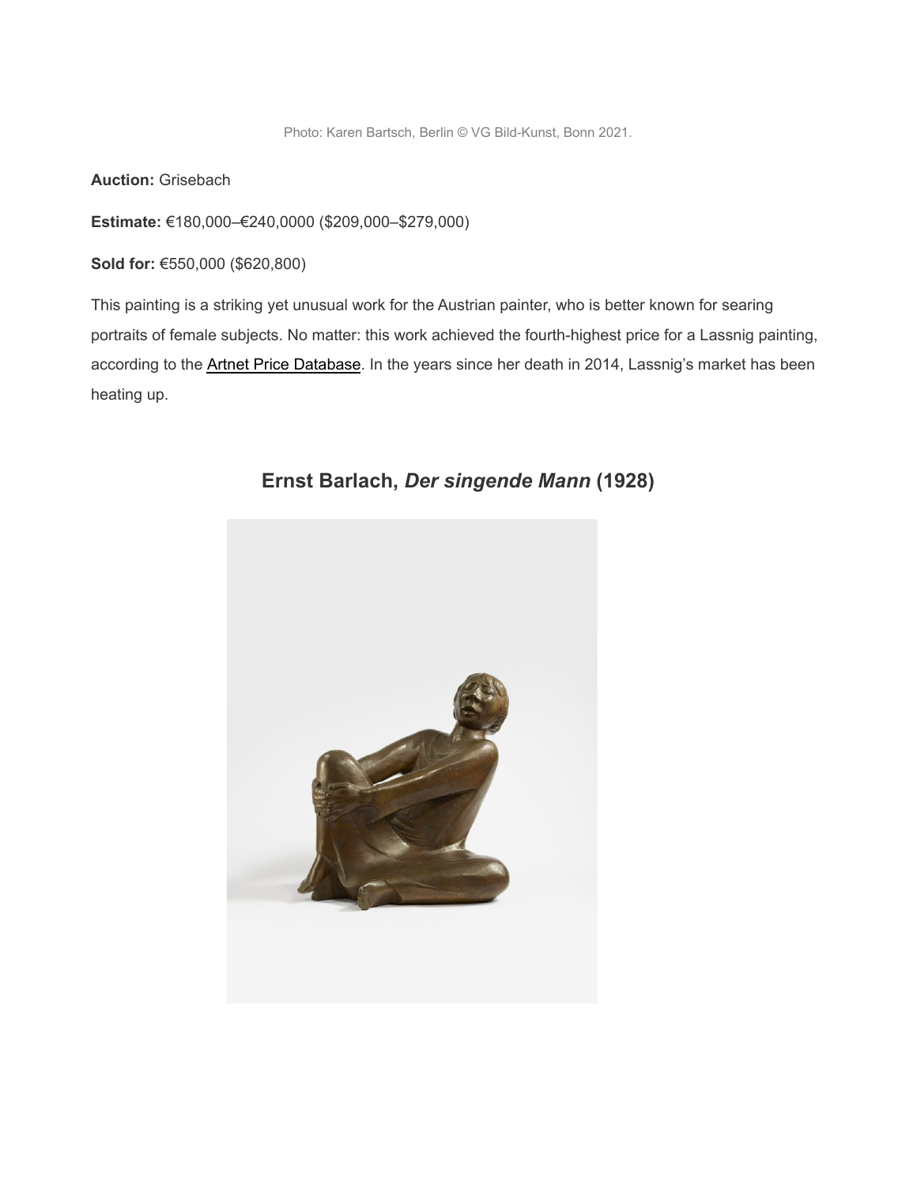Photo: Karen Bartsch, Berlin © VG Bild-Kunst, Bonn 2021.

**Auction:** Grisebach

**Estimate:** €180,000–€240,0000 ($209,000–$279,000)

**Sold for:** €550,000 ($620,800)

This painting is a striking yet unusual work for the Austrian painter, who is better known for searing portraits of female subjects. No matter: this work achieved the fourth-highest price for a Lassnig painting, according to the Artnet Price Database. In the years since her death in 2014, Lassnig's market has been heating up.

## Ernst Barlach, *Der singende Mann* (1928)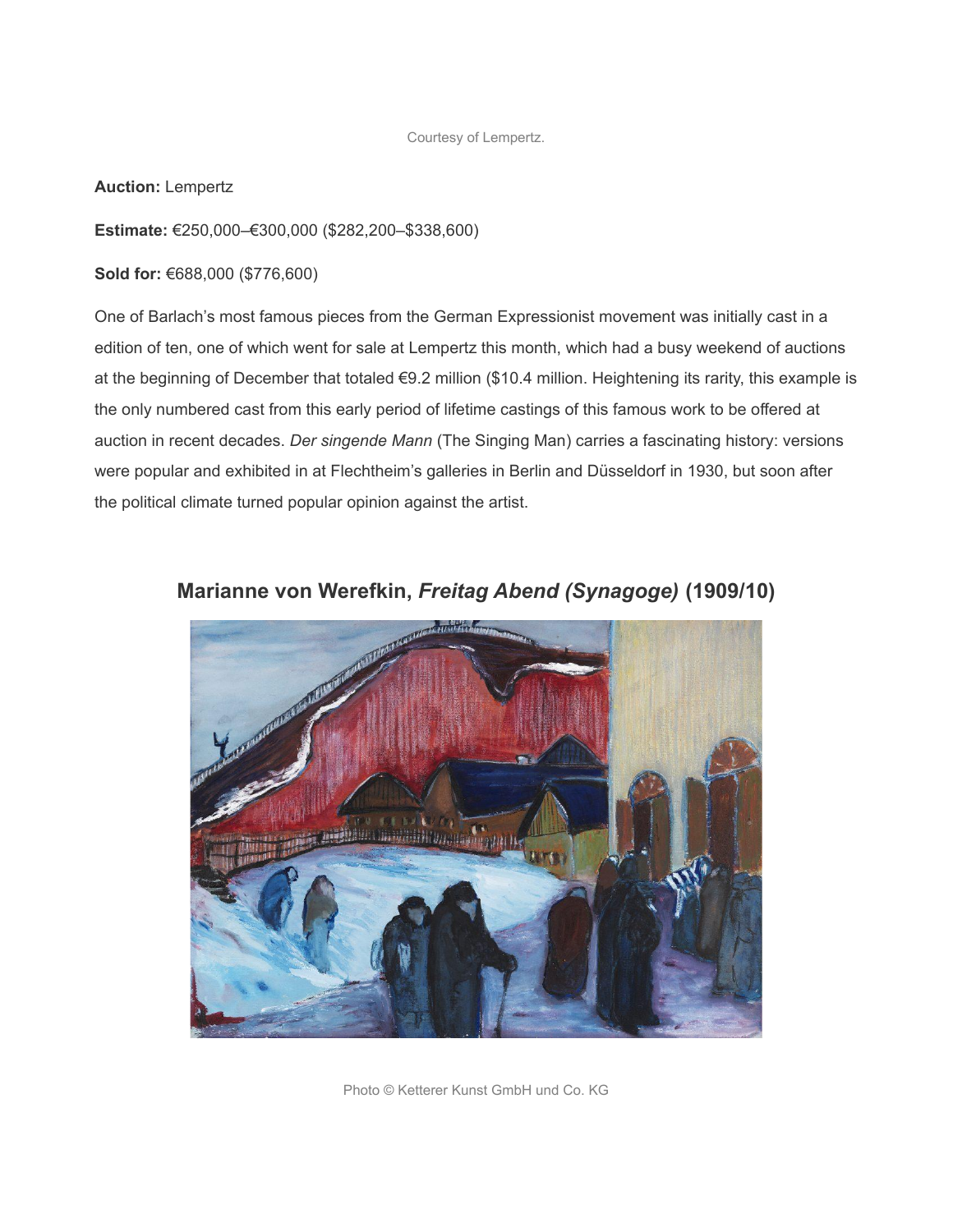Courtesy of Lempertz.

**Auction:** Lempertz

**Estimate:** €250,000–€300,000 ($282,200–$338,600)

**Sold for:** €688,000 ($776,600)

One of Barlach's most famous pieces from the German Expressionist movement was initially cast in a edition of ten, one of which went for sale at Lempertz this month, which had a busy weekend of auctions at the beginning of December that totaled €9.2 million ($10.4 million. Heightening its rarity, this example is the only numbered cast from this early period of lifetime castings of this famous work to be offered at auction in recent decades. *Der singende Mann* (The Singing Man) carries a fascinating history: versions were popular and exhibited in at Flechtheim's galleries in Berlin and Düsseldorf in 1930, but soon after the political climate turned popular opinion against the artist.

## Marianne von Werefkin, *Freitag Abend (Synagoge)* (1909/10)

Photo © Ketterer Kunst GmbH und Co. KG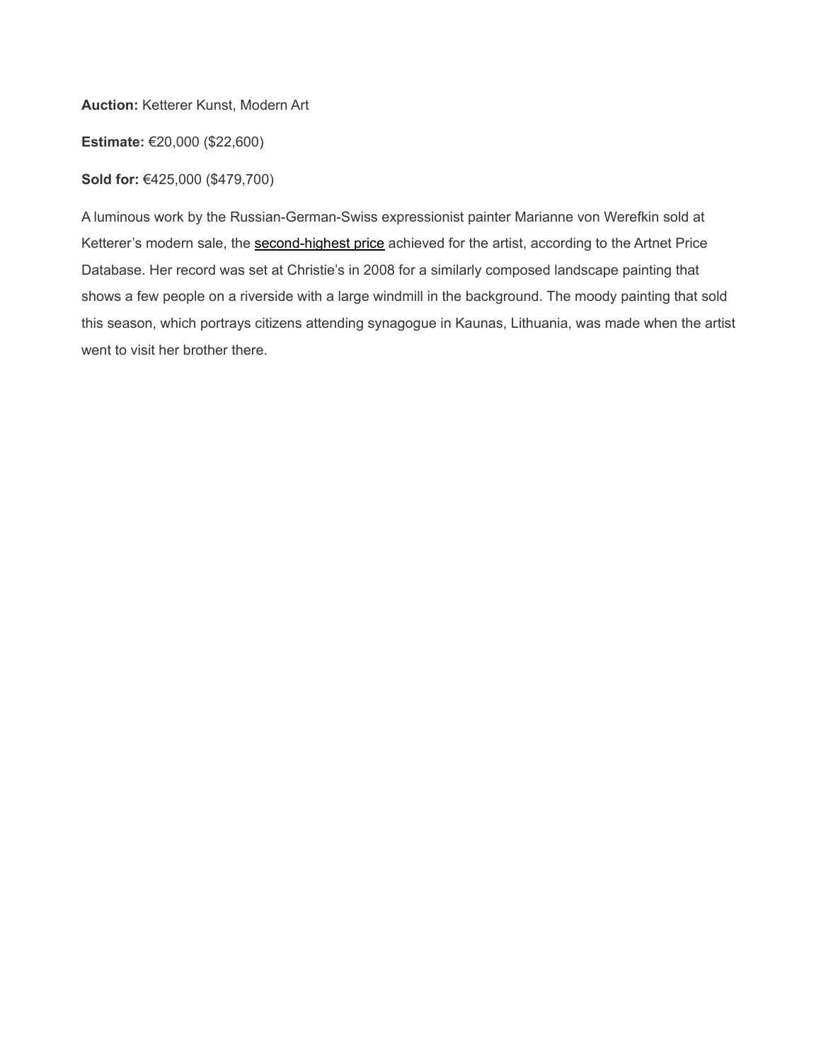**Auction:** Ketterer Kunst, Modern Art

**Estimate:** €20,000 ($22,600)

**Sold for:** €425,000 ($479,700)

A luminous work by the Russian-German-Swiss expressionist painter Marianne von Werefkin sold at Ketterer's modern sale, the second-highest price achieved for the artist, according to the Artnet Price Database. Her record was set at Christie's in 2008 for a similarly composed landscape painting that shows a few people on a riverside with a large windmill in the background. The moody painting that sold this season, which portrays citizens attending synagogue in Kaunas, Lithuania, was made when the artist went to visit her brother there.